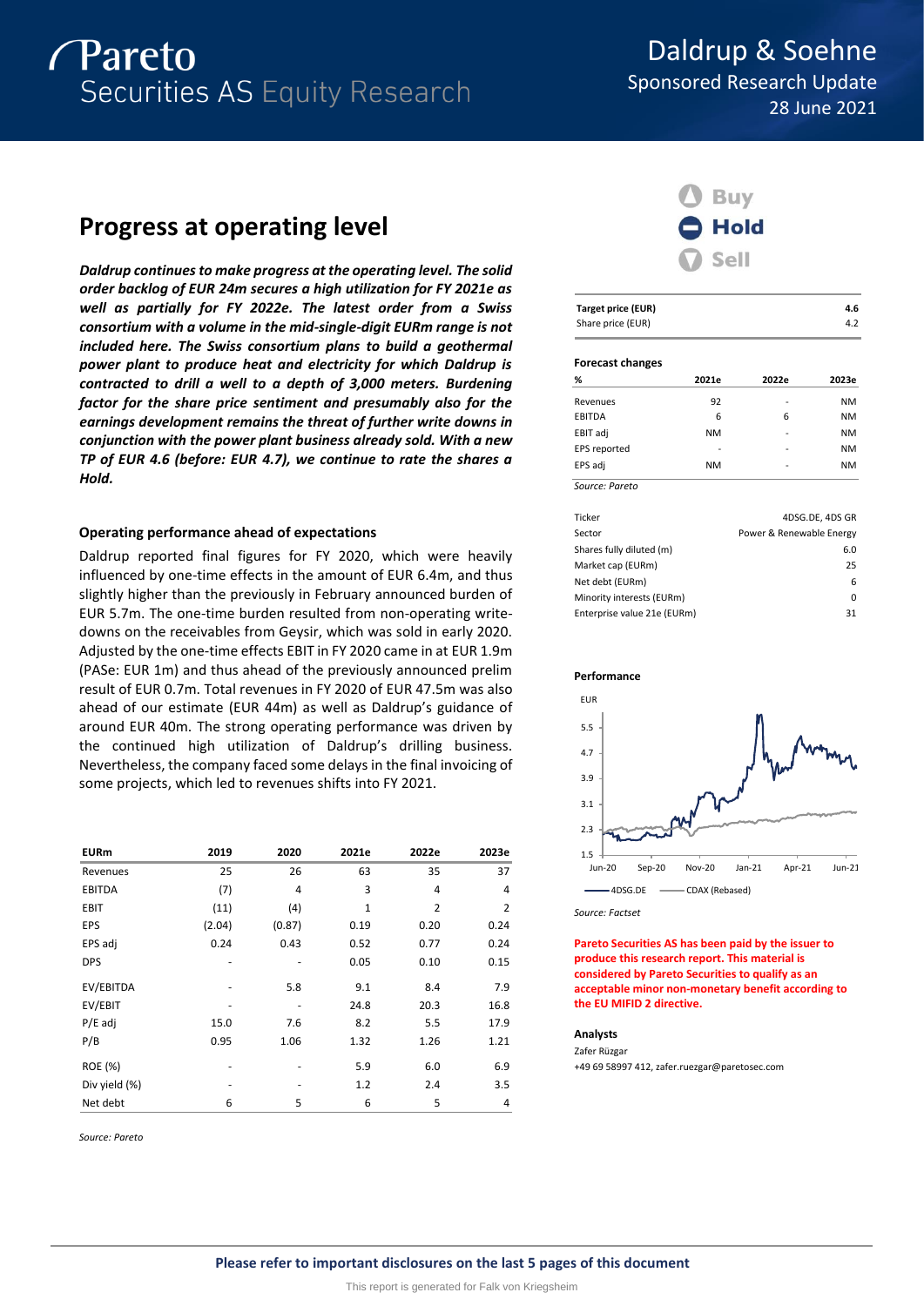# Daldrup & Soehne

Sponsored Research Update

28 June 2021

## Progress at operating level

***Daldrup continues to make progress at the operating level. The solid order backlog of EUR 24m secures a high utilization for FY 2021e as well as partially for FY 2022e. The latest order from a Swiss consortium with a volume in the mid-single-digit EURm range is not included here. The Swiss consortium plans to build a geothermal power plant to produce heat and electricity for which Daldrup is contracted to drill a well to a depth of 3,000 meters. Burdening factor for the share price sentiment and presumably also for the earnings development remains the threat of further write downs in conjunction with the power plant business already sold. With a new TP of EUR 4.6 (before: EUR 4.7), we continue to rate the shares a Hold.***

### Operating performance ahead of expectations

Daldrup reported final figures for FY 2020, which were heavily influenced by one-time effects in the amount of EUR 6.4m, and thus slightly higher than the previously in February announced burden of EUR 5.7m. The one-time burden resulted from non-operating write-downs on the receivables from Geysir, which was sold in early 2020. Adjusted by the one-time effects EBIT in FY 2020 came in at EUR 1.9m (PASe: EUR 1m) and thus ahead of the previously announced prelim result of EUR 0.7m. Total revenues in FY 2020 of EUR 47.5m was also ahead of our estimate (EUR 44m) as well as Daldrup's guidance of around EUR 40m. The strong operating performance was driven by the continued high utilization of Daldrup's drilling business. Nevertheless, the company faced some delays in the final invoicing of some projects, which led to revenues shifts into FY 2021.

| EURm | 2019 | 2020 | 2021e | 2022e | 2023e |
|---|---|---|---|---|---|
| Revenues | 25 | 26 | 63 | 35 | 37 |
| EBITDA | (7) | 4 | 3 | 4 | 4 |
| EBIT | (11) | (4) | 1 | 2 | 2 |
| EPS | (2.04) | (0.87) | 0.19 | 0.20 | 0.24 |
| EPS adj | 0.24 | 0.43 | 0.52 | 0.77 | 0.24 |
| DPS | - | - | 0.05 | 0.10 | 0.15 |
| EV/EBITDA | - | 5.8 | 9.1 | 8.4 | 7.9 |
| EV/EBIT | - | - | 24.8 | 20.3 | 16.8 |
| P/E adj | 15.0 | 7.6 | 8.2 | 5.5 | 17.9 |
| P/B | 0.95 | 1.06 | 1.32 | 1.26 | 1.21 |
| ROE (%) | - | - | 5.9 | 6.0 | 6.9 |
| Div yield (%) | - | - | 1.2 | 2.4 | 3.5 |
| Net debt | 6 | 5 | 6 | 5 | 4 |

*Source: Pareto*

**Buy / Hold / Sell: Hold**

| Target price (EUR) | 4.6 |
|---|---|
| Share price (EUR) | 4.2 |

**Forecast changes**

| % | 2021e | 2022e | 2023e |
|---|---|---|---|
| Revenues | 92 | - | NM |
| EBITDA | 6 | 6 | NM |
| EBIT adj | NM | - | NM |
| EPS reported | - | - | NM |
| EPS adj | NM | - | NM |

*Source: Pareto*

| Ticker | 4DSG.DE, 4DS GR |
|---|---|
| Sector | Power & Renewable Energy |
| Shares fully diluted (m) | 6.0 |
| Market cap (EURm) | 25 |
| Net debt (EURm) | 6 |
| Minority interests (EURm) | 0 |
| Enterprise value 21e (EURm) | 31 |

**Performance**

*Source: Factset*

**Pareto Securities AS has been paid by the issuer to produce this research report. This material is considered by Pareto Securities to qualify as an acceptable minor non-monetary benefit according to the EU MIFID 2 directive.**

**Analysts**

Zafer Rüzgar

+49 69 58997 412, zafer.ruezgar@paretosec.com

**Please refer to important disclosures on the last 5 pages of this document**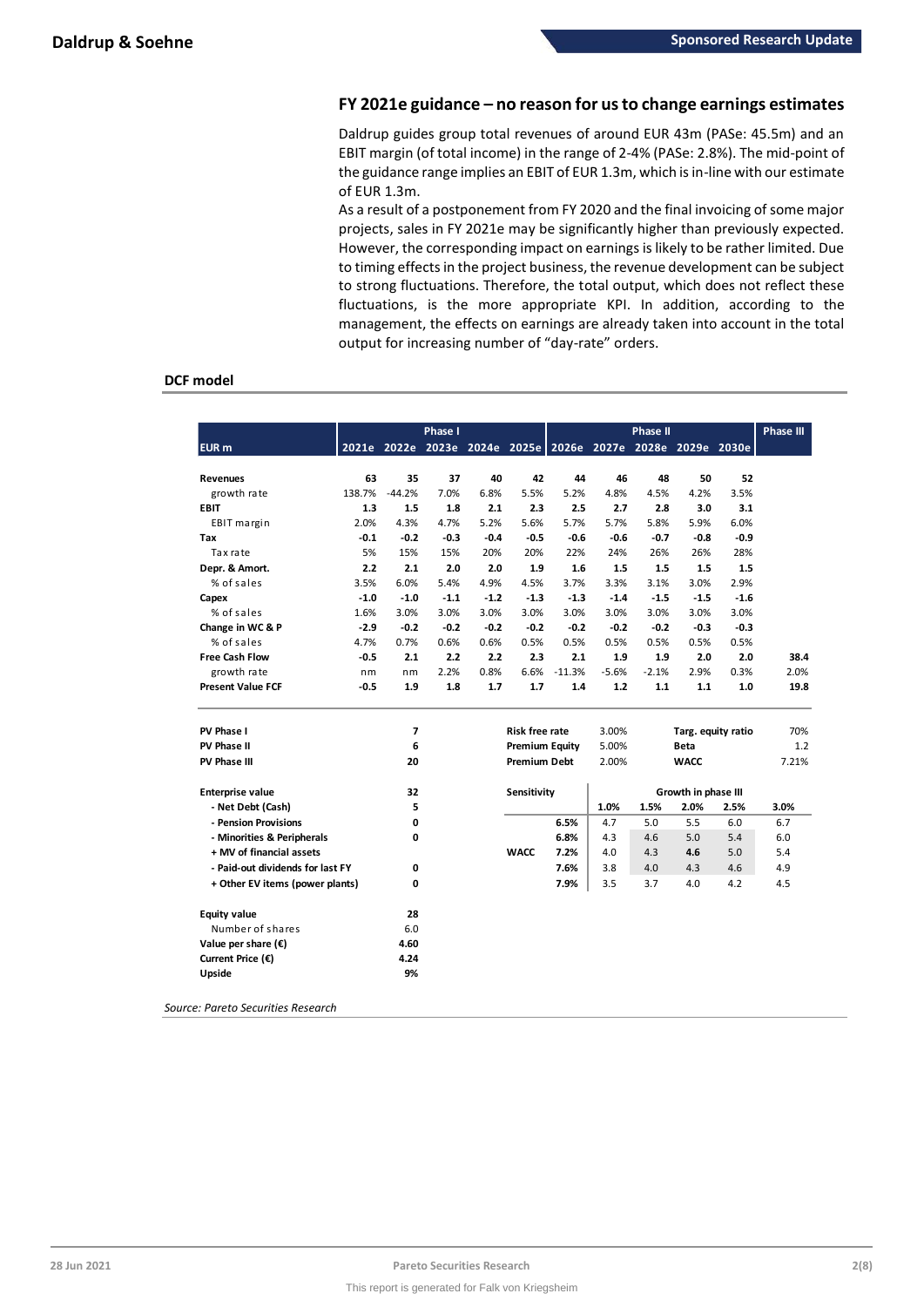## FY 2021e guidance – no reason for us to change earnings estimates

Daldrup guides group total revenues of around EUR 43m (PASe: 45.5m) and an EBIT margin (of total income) in the range of 2-4% (PASe: 2.8%). The mid-point of the guidance range implies an EBIT of EUR 1.3m, which is in-line with our estimate of EUR 1.3m.

As a result of a postponement from FY 2020 and the final invoicing of some major projects, sales in FY 2021e may be significantly higher than previously expected. However, the corresponding impact on earnings is likely to be rather limited. Due to timing effects in the project business, the revenue development can be subject to strong fluctuations. Therefore, the total output, which does not reflect these fluctuations, is the more appropriate KPI. In addition, according to the management, the effects on earnings are already taken into account in the total output for increasing number of "day-rate" orders.

### DCF model

| EUR m | Phase I | | | | | Phase II | | | | | Phase III |
|---|---|---|---|---|---|---|---|---|---|---|---|
| | 2021e | 2022e | 2023e | 2024e | 2025e | 2026e | 2027e | 2028e | 2029e | 2030e | |
| **Revenues** | 63 | 35 | 37 | 40 | 42 | 44 | 46 | 48 | 50 | 52 | |
| growth rate | 138.7% | -44.2% | 7.0% | 6.8% | 5.5% | 5.2% | 4.8% | 4.5% | 4.2% | 3.5% | |
| **EBIT** | 1.3 | 1.5 | 1.8 | 2.1 | 2.3 | 2.5 | 2.7 | 2.8 | 3.0 | 3.1 | |
| EBIT margin | 2.0% | 4.3% | 4.7% | 5.2% | 5.6% | 5.7% | 5.7% | 5.8% | 5.9% | 6.0% | |
| **Tax** | -0.1 | -0.2 | -0.3 | -0.4 | -0.5 | -0.6 | -0.6 | -0.7 | -0.8 | -0.9 | |
| Tax rate | 5% | 15% | 15% | 20% | 20% | 22% | 24% | 26% | 26% | 28% | |
| **Depr. & Amort.** | 2.2 | 2.1 | 2.0 | 2.0 | 1.9 | 1.6 | 1.5 | 1.5 | 1.5 | 1.5 | |
| % of sales | 3.5% | 6.0% | 5.4% | 4.9% | 4.5% | 3.7% | 3.3% | 3.1% | 3.0% | 2.9% | |
| **Capex** | -1.0 | -1.0 | -1.1 | -1.2 | -1.3 | -1.3 | -1.4 | -1.5 | -1.5 | -1.6 | |
| % of sales | 1.6% | 3.0% | 3.0% | 3.0% | 3.0% | 3.0% | 3.0% | 3.0% | 3.0% | 3.0% | |
| **Change in WC & P** | -2.9 | -0.2 | -0.2 | -0.2 | -0.2 | -0.2 | -0.2 | -0.2 | -0.3 | -0.3 | |
| % of sales | 4.7% | 0.7% | 0.6% | 0.6% | 0.5% | 0.5% | 0.5% | 0.5% | 0.5% | 0.5% | |
| **Free Cash Flow** | -0.5 | 2.1 | 2.2 | 2.2 | 2.3 | 2.1 | 1.9 | 1.9 | 2.0 | 2.0 | 38.4 |
| growth rate | nm | nm | 2.2% | 0.8% | 6.6% | -11.3% | -5.6% | -2.1% | 2.9% | 0.3% | 2.0% |
| **Present Value FCF** | -0.5 | 1.9 | 1.8 | 1.7 | 1.7 | 1.4 | 1.2 | 1.1 | 1.1 | 1.0 | 19.8 |

| | |
|---|---|
| **PV Phase I** | 7 |
| **PV Phase II** | 6 |
| **PV Phase III** | 20 |
| **Enterprise value** | 32 |
| **- Net Debt (Cash)** | 5 |
| **- Pension Provisions** | 0 |
| **- Minorities & Peripherals** | 0 |
| **+ MV of financial assets** | |
| **- Paid-out dividends for last FY** | 0 |
| **+ Other EV items (power plants)** | 0 |
| **Equity value** | 28 |
| Number of shares | 6.0 |
| **Value per share (€)** | 4.60 |
| **Current Price (€)** | 4.24 |
| **Upside** | 9% |

| | | | |
|---|---|---|---|
| **Risk free rate** | 3.00% | **Targ. equity ratio** | 70% |
| **Premium Equity** | 5.00% | **Beta** | 1.2 |
| **Premium Debt** | 2.00% | **WACC** | 7.21% |

| **Sensitivity** | | Growth in phase III | | | | |
|---|---|---|---|---|---|---|
| | | 1.0% | 1.5% | 2.0% | 2.5% | 3.0% |
| | 6.5% | 4.7 | 5.0 | 5.5 | 6.0 | 6.7 |
| | 6.8% | 4.3 | 4.6 | 5.0 | 5.4 | 6.0 |
| **WACC** | 7.2% | 4.0 | 4.3 | 4.6 | 5.0 | 5.4 |
| | 7.6% | 3.8 | 4.0 | 4.3 | 4.6 | 4.9 |
| | 7.9% | 3.5 | 3.7 | 4.0 | 4.2 | 4.5 |

*Source: Pareto Securities Research*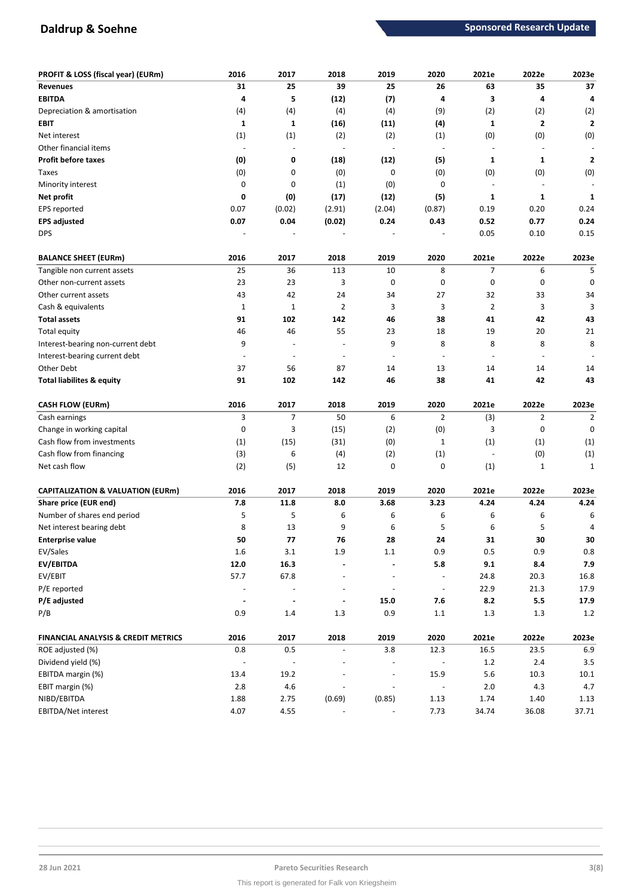| PROFIT & LOSS (fiscal year) (EURm) | 2016 | 2017 | 2018 | 2019 | 2020 | 2021e | 2022e | 2023e |
|---|---|---|---|---|---|---|---|---|
| **Revenues** | **31** | **25** | **39** | **25** | **26** | **63** | **35** | **37** |
| **EBITDA** | **4** | **5** | **(12)** | **(7)** | **4** | **3** | **4** | **4** |
| Depreciation & amortisation | (4) | (4) | (4) | (4) | (9) | (2) | (2) | (2) |
| **EBIT** | **1** | **1** | **(16)** | **(11)** | **(4)** | **1** | **2** | **2** |
| Net interest | (1) | (1) | (2) | (2) | (1) | (0) | (0) | (0) |
| Other financial items | - | - | - | - | - | - | - | - |
| **Profit before taxes** | **(0)** | **0** | **(18)** | **(12)** | **(5)** | **1** | **1** | **2** |
| Taxes | (0) | 0 | (0) | 0 | (0) | (0) | (0) | (0) |
| Minority interest | 0 | 0 | (1) | (0) | 0 | - | - | - |
| **Net profit** | **0** | **(0)** | **(17)** | **(12)** | **(5)** | **1** | **1** | **1** |
| EPS reported | 0.07 | (0.02) | (2.91) | (2.04) | (0.87) | 0.19 | 0.20 | 0.24 |
| **EPS adjusted** | **0.07** | **0.04** | **(0.02)** | **0.24** | **0.43** | **0.52** | **0.77** | **0.24** |
| DPS | - | - | - | - | - | 0.05 | 0.10 | 0.15 |

| BALANCE SHEET (EURm) | 2016 | 2017 | 2018 | 2019 | 2020 | 2021e | 2022e | 2023e |
|---|---|---|---|---|---|---|---|---|
| Tangible non current assets | 25 | 36 | 113 | 10 | 8 | 7 | 6 | 5 |
| Other non-current assets | 23 | 23 | 3 | 0 | 0 | 0 | 0 | 0 |
| Other current assets | 43 | 42 | 24 | 34 | 27 | 32 | 33 | 34 |
| Cash & equivalents | 1 | 1 | 2 | 3 | 3 | 2 | 3 | 3 |
| **Total assets** | **91** | **102** | **142** | **46** | **38** | **41** | **42** | **43** |
| Total equity | 46 | 46 | 55 | 23 | 18 | 19 | 20 | 21 |
| Interest-bearing non-current debt | 9 | - | - | 9 | 8 | 8 | 8 | 8 |
| Interest-bearing current debt | - | - | - | - | - | - | - | - |
| Other Debt | 37 | 56 | 87 | 14 | 13 | 14 | 14 | 14 |
| **Total liabilites & equity** | **91** | **102** | **142** | **46** | **38** | **41** | **42** | **43** |

| CASH FLOW (EURm) | 2016 | 2017 | 2018 | 2019 | 2020 | 2021e | 2022e | 2023e |
|---|---|---|---|---|---|---|---|---|
| Cash earnings | 3 | 7 | 50 | 6 | 2 | (3) | 2 | 2 |
| Change in working capital | 0 | 3 | (15) | (2) | (0) | 3 | 0 | 0 |
| Cash flow from investments | (1) | (15) | (31) | (0) | 1 | (1) | (1) | (1) |
| Cash flow from financing | (3) | 6 | (4) | (2) | (1) | - | (0) | (1) |
| Net cash flow | (2) | (5) | 12 | 0 | 0 | (1) | 1 | 1 |

| CAPITALIZATION & VALUATION (EURm) | 2016 | 2017 | 2018 | 2019 | 2020 | 2021e | 2022e | 2023e |
|---|---|---|---|---|---|---|---|---|
| **Share price (EUR end)** | **7.8** | **11.8** | **8.0** | **3.68** | **3.23** | **4.24** | **4.24** | **4.24** |
| Number of shares end period | 5 | 5 | 6 | 6 | 6 | 6 | 6 | 6 |
| Net interest bearing debt | 8 | 13 | 9 | 6 | 5 | 6 | 5 | 4 |
| **Enterprise value** | **50** | **77** | **76** | **28** | **24** | **31** | **30** | **30** |
| EV/Sales | 1.6 | 3.1 | 1.9 | 1.1 | 0.9 | 0.5 | 0.9 | 0.8 |
| **EV/EBITDA** | **12.0** | **16.3** | **-** | **-** | **5.8** | **9.1** | **8.4** | **7.9** |
| EV/EBIT | 57.7 | 67.8 | - | - | - | 24.8 | 20.3 | 16.8 |
| P/E reported | - | - | - | - | - | 22.9 | 21.3 | 17.9 |
| **P/E adjusted** | **-** | **-** | **-** | **15.0** | **7.6** | **8.2** | **5.5** | **17.9** |
| P/B | 0.9 | 1.4 | 1.3 | 0.9 | 1.1 | 1.3 | 1.3 | 1.2 |

| FINANCIAL ANALYSIS & CREDIT METRICS | 2016 | 2017 | 2018 | 2019 | 2020 | 2021e | 2022e | 2023e |
|---|---|---|---|---|---|---|---|---|
| ROE adjusted (%) | 0.8 | 0.5 | - | 3.8 | 12.3 | 16.5 | 23.5 | 6.9 |
| Dividend yield (%) | - | - | - | - | - | 1.2 | 2.4 | 3.5 |
| EBITDA margin (%) | 13.4 | 19.2 | - | - | 15.9 | 5.6 | 10.3 | 10.1 |
| EBIT margin (%) | 2.8 | 4.6 | - | - | - | 2.0 | 4.3 | 4.7 |
| NIBD/EBITDA | 1.88 | 2.75 | (0.69) | (0.85) | 1.13 | 1.74 | 1.40 | 1.13 |
| EBITDA/Net interest | 4.07 | 4.55 | - | - | 7.73 | 34.74 | 36.08 | 37.71 |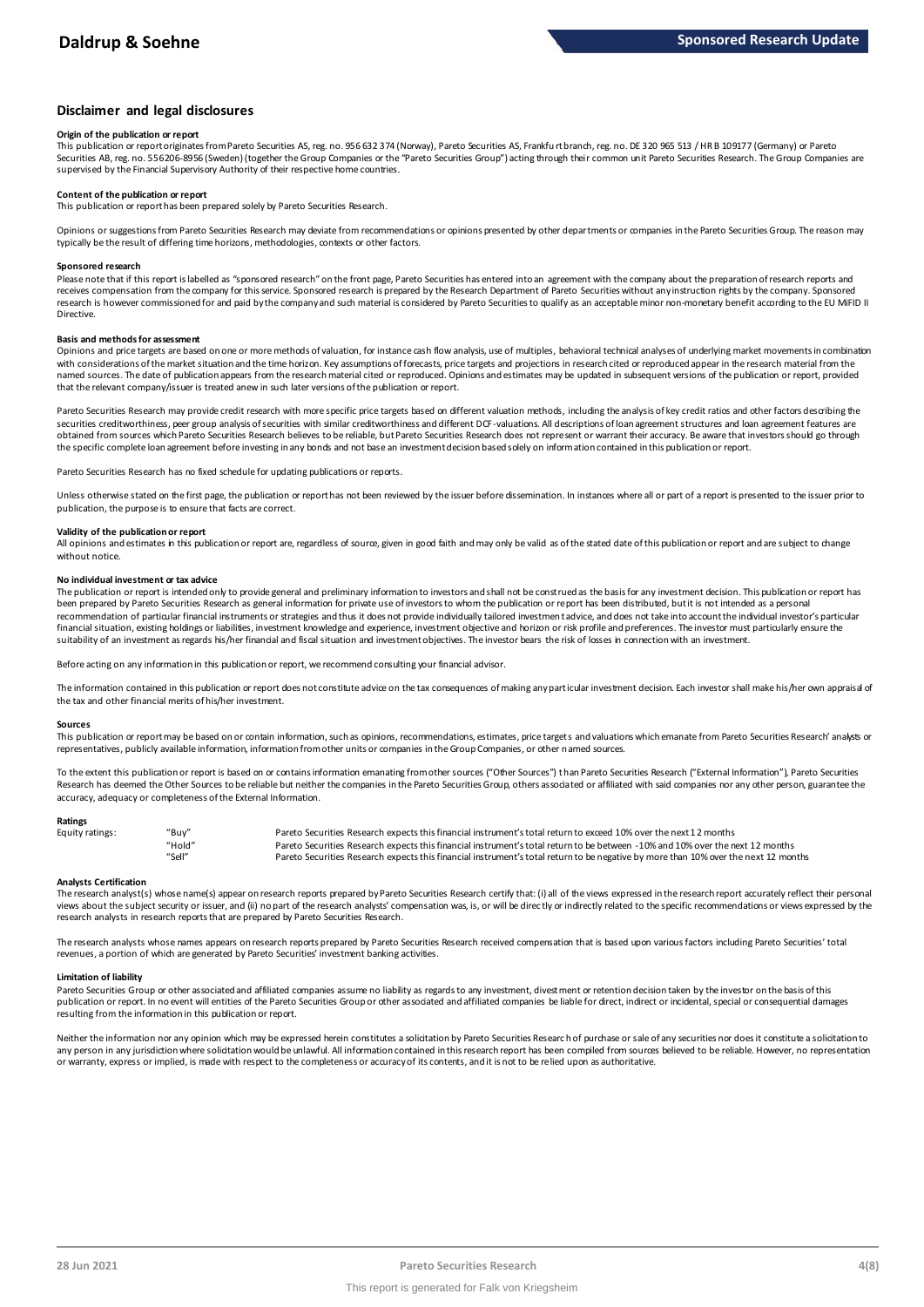## Disclaimer and legal disclosures

**Origin of the publication or report**

This publication or report originates from Pareto Securities AS, reg. no. 956 632 374 (Norway), Pareto Securities AS, Frankfurt branch, reg. no. DE 320 965 513 / HR B 109177 (Germany) or Pareto Securities AB, reg. no. 556206-8956 (Sweden) (together the Group Companies or the "Pareto Securities Group") acting through their common unit Pareto Securities Research. The Group Companies are supervised by the Financial Supervisory Authority of their respective home countries.

**Content of the publication or report**

This publication or report has been prepared solely by Pareto Securities Research.

Opinions or suggestions from Pareto Securities Research may deviate from recommendations or opinions presented by other departments or companies in the Pareto Securities Group. The reason may typically be the result of differing time horizons, methodologies, contexts or other factors.

**Sponsored research**

Please note that if this report is labelled as "sponsored research" on the front page, Pareto Securities has entered into an agreement with the company about the preparation of research reports and receives compensation from the company for this service. Sponsored research is prepared by the Research Department of Pareto Securities without any instruction rights by the company. Sponsored research is however commissioned for and paid by the company and such material is considered by Pareto Securities to qualify as an acceptable minor non-monetary benefit according to the EU MiFID II Directive.

**Basis and methods for assessment**

Opinions and price targets are based on one or more methods of valuation, for instance cash flow analysis, use of multiples, behavioral technical analyses of underlying market movements in combination with considerations of the market situation and the time horizon. Key assumptions of forecasts, price targets and projections in research cited or reproduced appear in the research material from the named sources. The date of publication appears from the research material cited or reproduced. Opinions and estimates may be updated in subsequent versions of the publication or report, provided that the relevant company/issuer is treated anew in such later versions of the publication or report.

Pareto Securities Research may provide credit research with more specific price targets based on different valuation methods, including the analysis of key credit ratios and other factors describing the securities creditworthiness, peer group analysis of securities with similar creditworthiness and different DCF-valuations. All descriptions of loan agreement structures and loan agreement features are obtained from sources which Pareto Securities Research believes to be reliable, but Pareto Securities Research does not represent or warrant their accuracy. Be aware that investors should go through the specific complete loan agreement before investing in any bonds and not base an investment decision based solely on information contained in this publication or report.

Pareto Securities Research has no fixed schedule for updating publications or reports.

Unless otherwise stated on the first page, the publication or report has not been reviewed by the issuer before dissemination. In instances where all or part of a report is presented to the issuer prior to publication, the purpose is to ensure that facts are correct.

**Validity of the publication or report**

All opinions and estimates in this publication or report are, regardless of source, given in good faith and may only be valid as of the stated date of this publication or report and are subject to change without notice.

**No individual investment or tax advice**

The publication or report is intended only to provide general and preliminary information to investors and shall not be construed as the basis for any investment decision. This publication or report has been prepared by Pareto Securities Research as general information for private use of investors to whom the publication or report has been distributed, but it is not intended as a personal recommendation of particular financial instruments or strategies and thus it does not provide individually tailored investment advice, and does not take into account the individual investor's particular financial situation, existing holdings or liabilities, investment knowledge and experience, investment objective and horizon or risk profile and preferences. The investor must particularly ensure the suitability of an investment as regards his/her financial and fiscal situation and investment objectives. The investor bears the risk of losses in connection with an investment.

Before acting on any information in this publication or report, we recommend consulting your financial advisor.

The information contained in this publication or report does not constitute advice on the tax consequences of making any particular investment decision. Each investor shall make his/her own appraisal of the tax and other financial merits of his/her investment.

**Sources**

This publication or report may be based on or contain information, such as opinions, recommendations, estimates, price targets and valuations which emanate from Pareto Securities Research' analysts or representatives, publicly available information, information from other units or companies in the Group Companies, or other named sources.

To the extent this publication or report is based on or contains information emanating from other sources ("Other Sources") than Pareto Securities Research ("External Information"), Pareto Securities Research has deemed the Other Sources to be reliable but neither the companies in the Pareto Securities Group, others associated or affiliated with said companies nor any other person, guarantee the accuracy, adequacy or completeness of the External Information.

**Ratings**

| | | |
|---|---|---|
| Equity ratings: | "Buy" | Pareto Securities Research expects this financial instrument's total return to exceed 10% over the next 12 months |
| | "Hold" | Pareto Securities Research expects this financial instrument's total return to be between -10% and 10% over the next 12 months |
| | "Sell" | Pareto Securities Research expects this financial instrument's total return to be negative by more than 10% over the next 12 months |

**Analysts Certification**

The research analyst(s) whose name(s) appear on research reports prepared by Pareto Securities Research certify that: (i) all of the views expressed in the research report accurately reflect their personal views about the subject security or issuer, and (ii) no part of the research analysts' compensation was, is, or will be directly or indirectly related to the specific recommendations or views expressed by the research analysts in research reports that are prepared by Pareto Securities Research.

The research analysts whose names appears on research reports prepared by Pareto Securities Research received compensation that is based upon various factors including Pareto Securities' total revenues, a portion of which are generated by Pareto Securities' investment banking activities.

**Limitation of liability**

Pareto Securities Group or other associated and affiliated companies assume no liability as regards to any investment, divestment or retention decision taken by the investor on the basis of this publication or report. In no event will entities of the Pareto Securities Group or other associated and affiliated companies be liable for direct, indirect or incidental, special or consequential damages resulting from the information in this publication or report.

Neither the information nor any opinion which may be expressed herein constitutes a solicitation by Pareto Securities Research of purchase or sale of any securities nor does it constitute a solicitation to any person in any jurisdiction where solicitation would be unlawful. All information contained in this research report has been compiled from sources believed to be reliable. However, no representation or warranty, express or implied, is made with respect to the completeness or accuracy of its contents, and it is not to be relied upon as authoritative.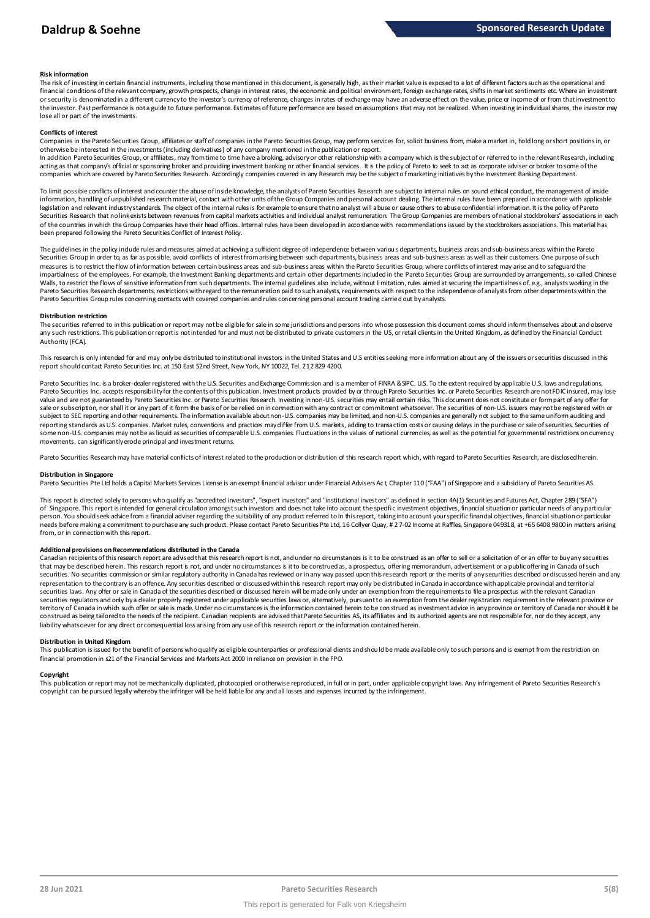**Risk information**

The risk of investing in certain financial instruments, including those mentioned in this document, is generally high, as their market value is exposed to a lot of different factors such as the operational and financial conditions of the relevant company, growth prospects, change in interest rates, the economic and political environment, foreign exchange rates, shifts in market sentiments etc. Where an investment or security is denominated in a different currency to the investor's currency of reference, changes in rates of exchange may have an adverse effect on the value, price or income of or from that investment to the investor. Past performance is not a guide to future performance. Estimates of future performance are based on assumptions that may not be realized. When investing in individual shares, the investor may lose all or part of the investments.

**Conflicts of interest**

Companies in the Pareto Securities Group, affiliates or staff of companies in the Pareto Securities Group, may perform services for, solicit business from, make a market in, hold long or short positions in, or otherwise be interested in the investments (including derivatives) of any company mentioned in the publication or report.

In addition Pareto Securities Group, or affiliates, may from time to time have a broking, advisory or other relationship with a company which is the subject of or referred to in the relevant Research, including acting as that company's official or sponsoring broker and providing investment banking or other financial services. It is the policy of Pareto to seek to act as corporate adviser or broker to some of the companies which are covered by Pareto Securities Research. Accordingly companies covered in any Research may be the subject of marketing initiatives by the Investment Banking Department.

To limit possible conflicts of interest and counter the abuse of inside knowledge, the analysts of Pareto Securities Research are subject to internal rules on sound ethical conduct, the management of inside information, handling of unpublished research material, contact with other units of the Group Companies and personal account dealing. The internal rules have been prepared in accordance with applicable legislation and relevant industry standards. The object of the internal rules is for example to ensure that no analyst will abuse or cause others to abuse confidential information. It is the policy of Pareto Securities Research that no link exists between revenues from capital markets activities and individual analyst remuneration. The Group Companies are members of national stockbrokers' associations in each of the countries in which the Group Companies have their head offices. Internal rules have been developed in accordance with recommendations issued by the stockbrokers associations. This material has been prepared following the Pareto Securities Conflict of Interest Policy.

The guidelines in the policy include rules and measures aimed at achieving a sufficient degree of independence between various departments, business areas and sub-business areas within the Pareto Securities Group in order to, as far as possible, avoid conflicts of interest from arising between such departments, business areas and sub-business areas as well as their customers. One purpose of such measures is to restrict the flow of information between certain business areas and sub-business areas within the Pareto Securities Group, where conflicts of interest may arise and to safeguard the impartialness of the employees. For example, the Investment Banking departments and certain other departments included in the Pareto Securities Group are surrounded by arrangements, so-called Chinese Walls, to restrict the flows of sensitive information from such departments. The internal guidelines also include, without limitation, rules aimed at securing the impartialness of, e.g., analysts working in the Pareto Securities Research departments, restrictions with regard to the remuneration paid to such analysts, requirements with respect to the independence of analysts from other departments within the Pareto Securities Group rules concerning contacts with covered companies and rules concerning personal account trading carried out by analysts.

**Distribution restriction**

The securities referred to in this publication or report may not be eligible for sale in some jurisdictions and persons into whose possession this document comes should inform themselves about and observe any such restrictions. This publication or report is not intended for and must not be distributed to private customers in the US, or retail clients in the United Kingdom, as defined by the Financial Conduct Authority (FCA).

This research is only intended for and may only be distributed to institutional investors in the United States and U.S entities seeking more information about any of the issuers or securities discussed in this report should contact Pareto Securities Inc. at 150 East 52nd Street, New York, NY 10022, Tel. 212 829 4200.

Pareto Securities Inc. is a broker-dealer registered with the U.S. Securities and Exchange Commission and is a member of FINRA & SIPC. U.S. To the extent required by applicable U.S. laws and regulations, Pareto Securities Inc. accepts responsibility for the contents of this publication. Investment products provided by or through Pareto Securities Inc. or Pareto Securities Research are not FDIC insured, may lose value and are not guaranteed by Pareto Securities Inc. or Pareto Securities Research. Investing in non-U.S. securities may entail certain risks. This document does not constitute or form part of any offer for sale or subscription, nor shall it or any part of it form the basis of or be relied on in connection with any contract or commitment whatsoever. The securities of non-U.S. issuers may not be registered with or subject to SEC reporting and other requirements. The information available about non-U.S. companies may be limited, and non-U.S. companies are generally not subject to the same uniform auditing and reporting standards as U.S. companies. Market rules, conventions and practices may differ from U.S. markets, adding to transaction costs or causing delays in the purchase or sale of securities. Securities of some non-U.S. companies may not be as liquid as securities of comparable U.S. companies. Fluctuations in the values of national currencies, as well as the potential for governmental restrictions on currency movements, can significantly erode principal and investment returns.

Pareto Securities Research may have material conflicts of interest related to the production or distribution of this research report which, with regard to Pareto Securities Research, are disclosed herein.

**Distribution in Singapore**

Pareto Securities Pte Ltd holds a Capital Markets Services License is an exempt financial advisor under Financial Advisers Act, Chapter 110 ("FAA") of Singapore and a subsidiary of Pareto Securities AS.

This report is directed solely to persons who qualify as "accredited investors", "expert investors" and "institutional investors" as defined in section 4A(1) Securities and Futures Act, Chapter 289 ("SFA") of Singapore. This report is intended for general circulation amongst such investors and does not take into account the specific investment objectives, financial situation or particular needs of any particular person. You should seek advice from a financial adviser regarding the suitability of any product referred to in this report, taking into account your specific financial objectives, financial situation or particular needs before making a commitment to purchase any such product. Please contact Pareto Securities Pte Ltd, 16 Collyer Quay, # 27-02 Income at Raffles, Singapore 049318, at +65 6408 9800 in matters arising from, or in connection with this report.

**Additional provisions on Recommendations distributed in the Canada**

Canadian recipients of this research report are advised that this research report is not, and under no circumstances is it to be construed as an offer to sell or a solicitation of or an offer to buy any securities that may be described herein. This research report is not, and under no circumstances is it to be construed as, a prospectus, offering memorandum, advertisement or a public offering in Canada of such securities. No securities commission or similar regulatory authority in Canada has reviewed or in any way passed upon this research report or the merits of any securities described or discussed herein and any representation to the contrary is an offence. Any securities described or discussed within this research report may only be distributed in Canada in accordance with applicable provincial and territorial securities laws. Any offer or sale in Canada of the securities described or discussed herein will be made only under an exemption from the requirements to file a prospectus with the relevant Canadian securities regulators and only by a dealer properly registered under applicable securities laws or, alternatively, pursuant to an exemption from the dealer registration requirement in the relevant province or territory of Canada in which such offer or sale is made. Under no circumstances is the information contained herein to be construed as investment advice in any province or territory of Canada nor should it be construed as being tailored to the needs of the recipient. Canadian recipients are advised that Pareto Securities AS, its affiliates and its authorized agents are not responsible for, nor do they accept, any liability whatsoever for any direct or consequential loss arising from any use of this research report or the information contained herein.

**Distribution in United Kingdom**

This publication is issued for the benefit of persons who qualify as eligible counterparties or professional clients and should be made available only to such persons and is exempt from the restriction on financial promotion in s21 of the Financial Services and Markets Act 2000 in reliance on provision in the FPO.

**Copyright**

This publication or report may not be mechanically duplicated, photocopied or otherwise reproduced, in full or in part, under applicable copyright laws. Any infringement of Pareto Securities Research's copyright can be pursued legally whereby the infringer will be held liable for any and all losses and expenses incurred by the infringement.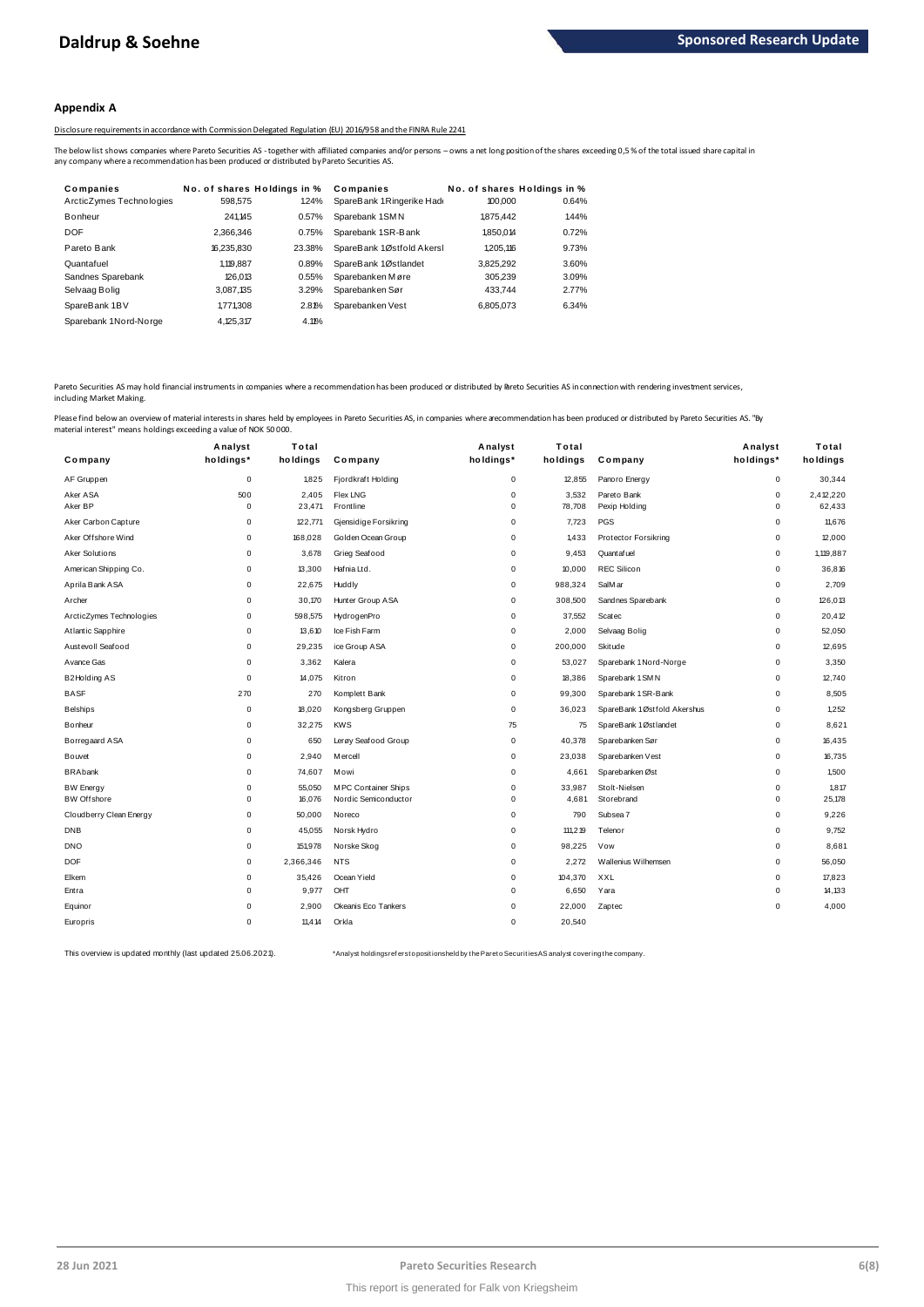## Appendix A

Disclosure requirements in accordance with Commission Delegated Regulation (EU) 2016/958 and the FINRA Rule 2241

The below list shows companies where Pareto Securities AS - together with affiliated companies and/or persons – owns a net long position of the shares exceeding 0,5 % of the total issued share capital in any company where a recommendation has been produced or distributed by Pareto Securities AS.

| Companies | No. of shares | Holdings in % | Companies | No. of shares | Holdings in % |
|---|---|---|---|---|---|
| ArcticZymes Technologies | 598,575 | 1.24% | SpareBank 1 Ringerike Hade | 100,000 | 0.64% |
| Bonheur | 241,145 | 0.57% | Sparebank 1 SMN | 1,875,442 | 1.44% |
| DOF | 2,366,346 | 0.75% | Sparebank 1 SR-Bank | 1,850,014 | 0.72% |
| Pareto Bank | 16,235,830 | 23.38% | SpareBank 1 Østfold Akersl | 1,205,116 | 9.73% |
| Quantafuel | 1,119,887 | 0.89% | SpareBank 1 Østlandet | 3,825,292 | 3.60% |
| Sandnes Sparebank | 126,013 | 0.55% | Sparebanken Møre | 305,239 | 3.09% |
| Selvaag Bolig | 3,087,135 | 3.29% | Sparebanken Sør | 433,744 | 2.77% |
| SpareBank 1 BV | 1,771,308 | 2.81% | Sparebanken Vest | 6,805,073 | 6.34% |
| Sparebank 1 Nord-Norge | 4,125,317 | 4.11% | | | |

Pareto Securities AS may hold financial instruments in companies where a recommendation has been produced or distributed by Pareto Securities AS in connection with rendering investment services, including Market Making.

Please find below an overview of material interests in shares held by employees in Pareto Securities AS, in companies where a recommendation has been produced or distributed by Pareto Securities AS. "By material interest" means holdings exceeding a value of NOK 50 000.

| Company | Analyst holdings* | Total holdings | Company | Analyst holdings* | Total holdings | Company | Analyst holdings* | Total holdings |
|---|---|---|---|---|---|---|---|---|
| AF Gruppen | 0 | 1,825 | Fjordkraft Holding | 0 | 12,855 | Panoro Energy | 0 | 30,344 |
| Aker ASA | 500 | 2,405 | Flex LNG | 0 | 3,532 | Pareto Bank | 0 | 2,412,220 |
| Aker BP | 0 | 23,471 | Frontline | 0 | 78,708 | Pexip Holding | 0 | 62,433 |
| Aker Carbon Capture | 0 | 122,771 | Gjensidige Forsikring | 0 | 7,723 | PGS | 0 | 11,676 |
| Aker Offshore Wind | 0 | 168,028 | Golden Ocean Group | 0 | 1,433 | Protector Forsikring | 0 | 12,000 |
| Aker Solutions | 0 | 3,678 | Grieg Seafood | 0 | 9,453 | Quantafuel | 0 | 1,119,887 |
| American Shipping Co. | 0 | 13,300 | Hafnia Ltd. | 0 | 10,000 | REC Silicon | 0 | 36,816 |
| Aprila Bank ASA | 0 | 22,675 | Huddly | 0 | 988,324 | SalMar | 0 | 2,709 |
| Archer | 0 | 30,170 | Hunter Group ASA | 0 | 308,500 | Sandnes Sparebank | 0 | 126,013 |
| ArcticZymes Technologies | 0 | 598,575 | HydrogenPro | 0 | 37,552 | Scatec | 0 | 20,412 |
| Atlantic Sapphire | 0 | 13,610 | Ice Fish Farm | 0 | 2,000 | Selvaag Bolig | 0 | 52,050 |
| Austevoll Seafood | 0 | 29,235 | ice Group ASA | 0 | 200,000 | Skitude | 0 | 12,695 |
| Avance Gas | 0 | 3,362 | Kalera | 0 | 53,027 | Sparebank 1 Nord-Norge | 0 | 3,350 |
| B2Holding AS | 0 | 14,075 | Kitron | 0 | 18,386 | Sparebank 1 SMN | 0 | 12,740 |
| BASF | 270 | 270 | Komplett Bank | 0 | 99,300 | Sparebank 1 SR-Bank | 0 | 8,505 |
| Belships | 0 | 18,020 | Kongsberg Gruppen | 0 | 36,023 | SpareBank 1 Østfold Akershus | 0 | 1,252 |
| Bonheur | 0 | 32,275 | KWS | 75 | 75 | SpareBank 1 Østlandet | 0 | 8,621 |
| Borregaard ASA | 0 | 650 | Lerøy Seafood Group | 0 | 40,378 | Sparebanken Sør | 0 | 16,435 |
| Bouvet | 0 | 2,940 | Mercell | 0 | 23,038 | Sparebanken Vest | 0 | 16,735 |
| BRAbank | 0 | 74,607 | Mowi | 0 | 4,661 | Sparebanken Øst | 0 | 1,500 |
| BW Energy | 0 | 55,050 | MPC Container Ships | 0 | 33,987 | Stolt-Nielsen | 0 | 1,817 |
| BW Offshore | 0 | 16,076 | Nordic Semiconductor | 0 | 4,681 | Storebrand | 0 | 25,178 |
| Cloudberry Clean Energy | 0 | 50,000 | Noreco | 0 | 790 | Subsea 7 | 0 | 9,226 |
| DNB | 0 | 45,055 | Norsk Hydro | 0 | 111,219 | Telenor | 0 | 9,752 |
| DNO | 0 | 151,978 | Norske Skog | 0 | 98,225 | Vow | 0 | 8,681 |
| DOF | 0 | 2,366,346 | NTS | 0 | 2,272 | Wallenius Wilhemsen | 0 | 56,050 |
| Elkem | 0 | 35,426 | Ocean Yield | 0 | 104,370 | XXL | 0 | 17,823 |
| Entra | 0 | 9,977 | OHT | 0 | 6,650 | Yara | 0 | 14,133 |
| Equinor | 0 | 2,900 | Okeanis Eco Tankers | 0 | 22,000 | Zaptec | 0 | 4,000 |
| Europris | 0 | 11,414 | Orkla | 0 | 20,540 | | | |

This overview is updated monthly (last updated 25.06.2021).

*Analyst holdings refers to positions held by the Pareto Securities AS analyst covering the company.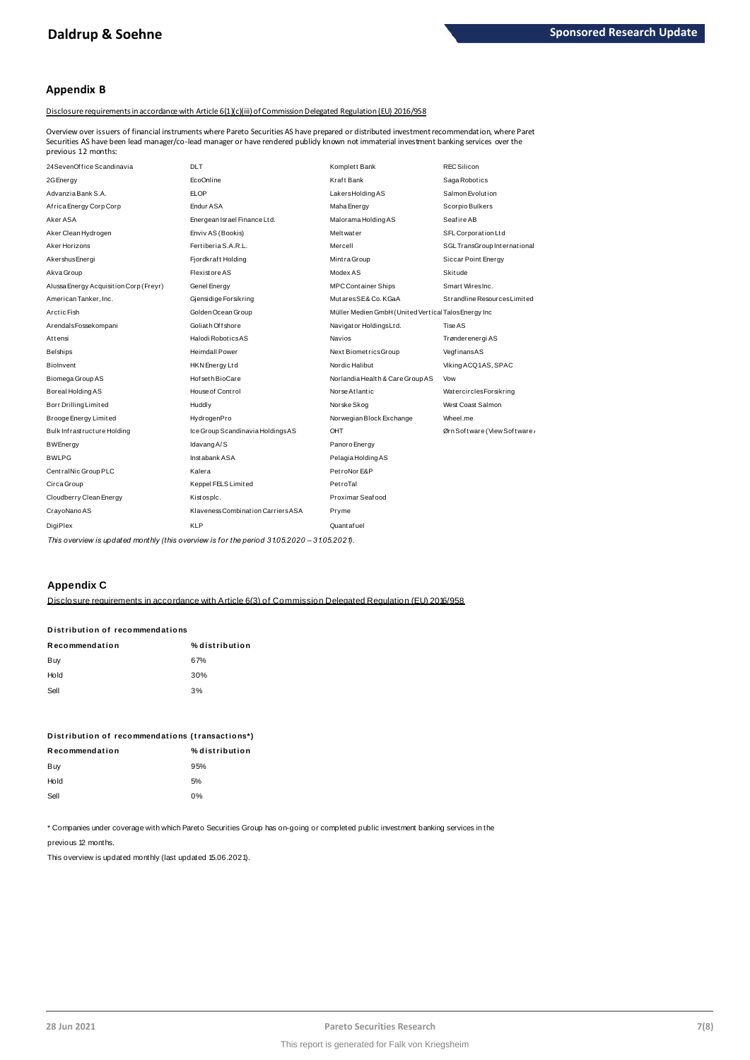## Appendix B

Disclosure requirements in accordance with Article 6(1)(c)(iii) of Commission Delegated Regulation (EU) 2016/958

Overview over issuers of financial instruments where Pareto Securities AS have prepared or distributed investment recommendation, where Paret Securities AS have been lead manager/co-lead manager or have rendered publicly known not immaterial investment banking services over the previous 12 months:

| | | | |
|---|---|---|---|
| 24SevenOffice Scandinavia | DLT | Komplett Bank | REC Silicon |
| 2G Energy | EcoOnline | Kraft Bank | Saga Robotics |
| Advanzia Bank S.A. | ELOP | Lakers Holding AS | Salmon Evolution |
| Africa Energy Corp Corp | Endur ASA | Maha Energy | Scorpio Bulkers |
| Aker ASA | Energean Israel Finance Ltd. | Malorama Holding AS | Seafire AB |
| Aker Clean Hydrogen | Enviv AS (Bookis) | Meltwater | SFL Corporation Ltd |
| Aker Horizons | Fertiberia S.A.R.L. | Mercell | SGL TransGroup International |
| Akershus Energi | Fjordkraft Holding | Mintra Group | Siccar Point Energy |
| Akva Group | Flexistore AS | Modex AS | Skitude |
| Alussa Energy Acquisition Corp (Freyr) | Genel Energy | MPC Container Ships | Smart Wires Inc. |
| American Tanker, Inc. | Gjensidige Forsikring | Mutares SE & Co. KGaA | Strandline Resources Limited |
| Arctic Fish | Golden Ocean Group | Müller Medien GmbH (United Vertical Talos Energy Inc | |
| Arendals Fossekompani | Goliath Offshore | Navigator Holdings Ltd. | Tise AS |
| Attensi | Halodi Robotics AS | Navios | Trønderenergi AS |
| Belships | Heimdall Power | Next Biometrics Group | Vegfinans AS |
| BioInvent | HKN Energy Ltd | Nordic Halibut | Viking ACQ1 AS, SPAC |
| Biomega Group AS | Hofseth BioCare | Norlandia Health & Care Group AS | Vow |
| Boreal Holding AS | House of Control | Norse Atlantic | Watercircles Forsikring |
| Borr Drilling Limited | Huddly | Norske Skog | West Coast Salmon |
| Brooge Energy Limited | HydrogenPro | Norwegian Block Exchange | Wheel.me |
| Bulk Infrastructure Holding | Ice Group Scandinavia Holdings AS | OHT | Ørn Software (View Software / |
| BWEnergy | Idavang A/S | Panoro Energy | |
| BWLPG | Instabank ASA | Pelagia Holding AS | |
| CentralNic Group PLC | Kalera | PetroNor E&P | |
| Circa Group | Keppel FELS Limited | PetroTal | |
| Cloudberry Clean Energy | Kistos plc. | Proximar Seafood | |
| CrayoNano AS | Klaveness Combination Carriers ASA | Pryme | |
| DigiPlex | KLP | Quantafuel | |

*This overview is updated monthly (this overview is for the period 31.05.2020 – 31.05.2021).*

## Appendix C

Disclosure requirements in accordance with Article 6(3) of Commission Delegated Regulation (EU) 2016/958

**Distribution of recommendations**

| Recommendation | % distribution |
|---|---|
| Buy | 67% |
| Hold | 30% |
| Sell | 3% |

**Distribution of recommendations (transactions*)**

| Recommendation | % distribution |
|---|---|
| Buy | 95% |
| Hold | 5% |
| Sell | 0% |

* Companies under coverage with which Pareto Securities Group has on-going or completed public investment banking services in the previous 12 months.

This overview is updated monthly (last updated 15.06.2021).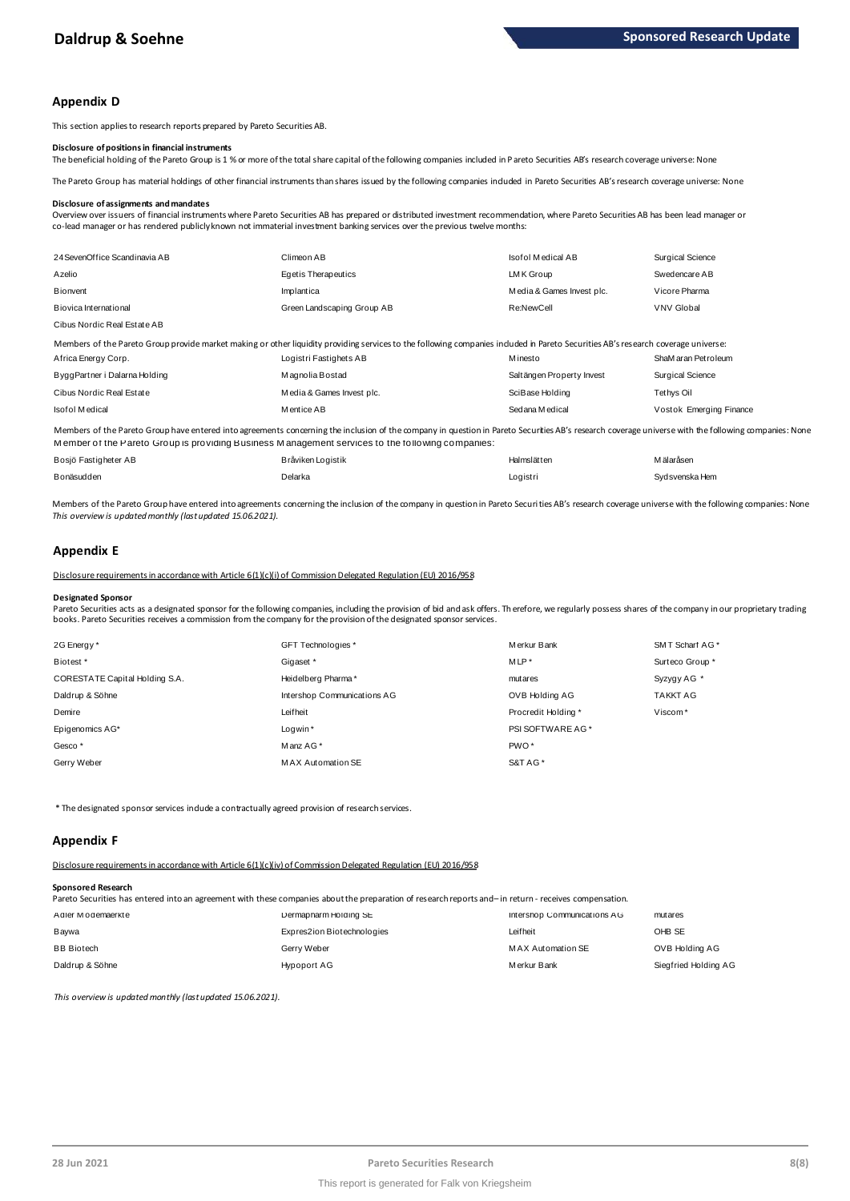## Appendix D

This section applies to research reports prepared by Pareto Securities AB.

**Disclosure of positions in financial instruments**

The beneficial holding of the Pareto Group is 1 % or more of the total share capital of the following companies included in Pareto Securities AB's research coverage universe: None

The Pareto Group has material holdings of other financial instruments than shares issued by the following companies included in Pareto Securities AB's research coverage universe: None

**Disclosure of assignments and mandates**

Overview over issuers of financial instruments where Pareto Securities AB has prepared or distributed investment recommendation, where Pareto Securities AB has been lead manager or co-lead manager or has rendered publicly known not immaterial investment banking services over the previous twelve months:

| | | | |
|---|---|---|---|
| 24SevenOffice Scandinavia AB | Climeon AB | Isofol Medical AB | Surgical Science |
| Azelio | Egetis Therapeutics | LMK Group | Swedencare AB |
| Bionvent | Implantica | Media & Games Invest plc. | Vicore Pharma |
| Biovica International | Green Landscaping Group AB | Re:NewCell | VNV Global |
| Cibus Nordic Real Estate AB | | | |

Members of the Pareto Group provide market making or other liquidity providing services to the following companies included in Pareto Securities AB's research coverage universe:

| | | | |
|---|---|---|---|
| Africa Energy Corp. | Logistri Fastighets AB | Minesto | ShaMaran Petroleum |
| ByggPartner i Dalarna Holding | Magnolia Bostad | Saltängen Property Invest | Surgical Science |
| Cibus Nordic Real Estate | Media & Games Invest plc. | SciBase Holding | Tethys Oil |
| Isofol Medical | Mentice AB | Sedana Medical | Vostok Emerging Finance |

Members of the Pareto Group have entered into agreements concerning the inclusion of the company in question in Pareto Securities AB's research coverage universe with the following companies: None

Member of the Pareto Group is providing Business Management services to the following companies:

| | | | |
|---|---|---|---|
| Bosjö Fastigheter AB | Bråviken Logistik | Halmslätten | Mälaråsen |
| Bonäsudden | Delarka | Logistri | Sydsvenska Hem |

Members of the Pareto Group have entered into agreements concerning the inclusion of the company in question in Pareto Securities AB's research coverage universe with the following companies: None

*This overview is updated monthly (last updated 15.06.2021).*

## Appendix E

Disclosure requirements in accordance with Article 6(1)(c)(i) of Commission Delegated Regulation (EU) 2016/958

**Designated Sponsor**

Pareto Securities acts as a designated sponsor for the following companies, including the provision of bid and ask offers. Therefore, we regularly possess shares of the company in our proprietary trading books. Pareto Securities receives a commission from the company for the provision of the designated sponsor services.

| | | | |
|---|---|---|---|
| 2G Energy * | GFT Technologies * | Merkur Bank | SMT Scharf AG * |
| Biotest * | Gigaset * | MLP * | Surteco Group * |
| CORESTATE Capital Holding S.A. | Heidelberg Pharma * | mutares | Syzygy AG * |
| Daldrup & Söhne | Intershop Communications AG | OVB Holding AG | TAKKT AG |
| Demire | Leifheit | Procredit Holding * | Viscom * |
| Epigenomics AG* | Logwin * | PSI SOFTWARE AG * | |
| Gesco * | Manz AG * | PWO * | |
| Gerry Weber | MAX Automation SE | S&T AG * | |

\* The designated sponsor services include a contractually agreed provision of research services.

## Appendix F

Disclosure requirements in accordance with Article 6(1)(c)(iv) of Commission Delegated Regulation (EU) 2016/958

**Sponsored Research**

Pareto Securities has entered into an agreement with these companies about the preparation of research reports and – in return - receives compensation.

| | | | |
|---|---|---|---|
| Adler Modemaerkte | Dermapharm Holding SE | Intershop Communications AG | mutares |
| Baywa | Expres2ion Biotechnologies | Leifheit | OHB SE |
| BB Biotech | Gerry Weber | MAX Automation SE | OVB Holding AG |
| Daldrup & Söhne | Hypoport AG | Merkur Bank | Siegfried Holding AG |

*This overview is updated monthly (last updated 15.06.2021).*